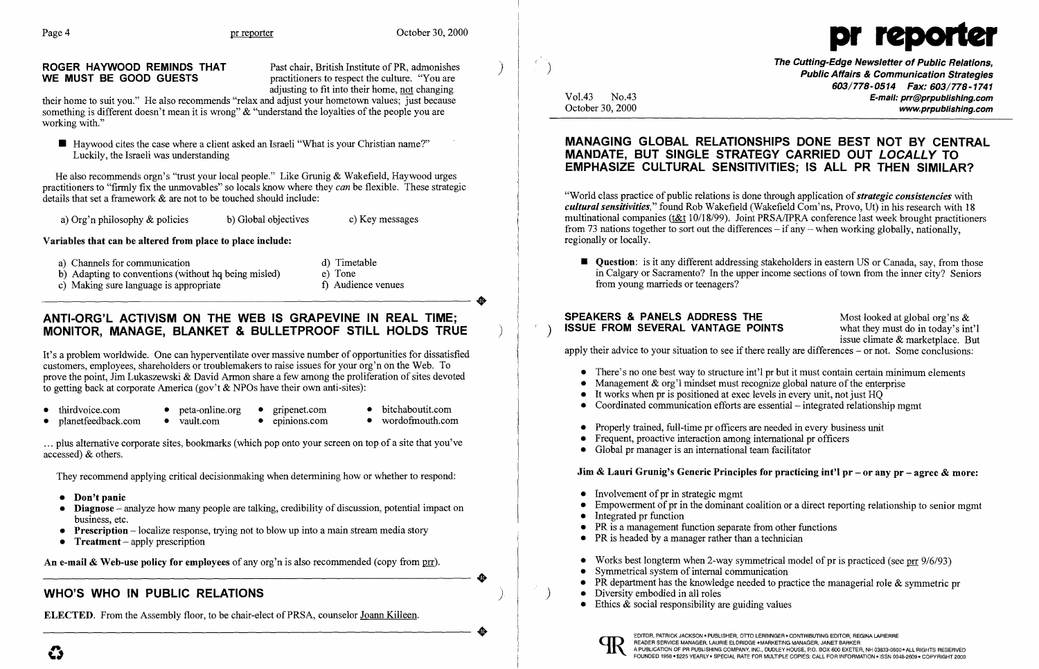## ROGER HAYWOOD REMINDS THAT WE MUST BE GOOD GUESTS

Past chair, British Institute of PR, admonishes practitioners to respect the culture. "You are adjusting to fit into their home, not changing their home to suit you." He also recommends "relax and adjust your hometown values; just because something is different doesn't mean it is wrong" & "understand the loyalties of the people you are working with."

- Haywood cites the case where a client asked an Israeli "What is your Christian name?" Luckily, the Israeli was understanding

He also recommends orgn's "trust your local people." Like Grunig & Wakefield, Haywood urges practitioners to "firmly fix the unmovables" so locals know where they *can* be flexible. These strategic details that set a framework & are not to be touched should include:

a) Org'n philosophy & policies b) Global objectives c) Key messages

**Variables that can be altered from place to place include:**

a) Channels for communication
b) Adapting to conventions (without hq being misled)
c) Making sure language is appropriate
d) Timetable
e) Tone
f) Audience venues

## ANTI-ORG'L ACTIVISM ON THE WEB IS GRAPEVINE IN REAL TIME; MONITOR, MANAGE, BLANKET & BULLETPROOF STILL HOLDS TRUE

It's a problem worldwide. One can hyperventilate over massive number of opportunities for dissatisfied customers, employees, shareholders or troublemakers to raise issues for your org'n on the Web. To prove the point, Jim Lukaszewski & David Armon share a few among the proliferation of sites devoted to getting back at corporate America (gov't & NPOs have their own anti-sites):

- thirdvoice.com
- planetfeedback.com
- peta-online.org
- vault.com
- gripenet.com
- epinions.com
- bitchaboutit.com
- wordofmouth.com

... plus alternative corporate sites, bookmarks (which pop onto your screen on top of a site that you've accessed) & others.

They recommend applying critical decisionmaking when determining how or whether to respond:

- **Don't panic**
- **Diagnose** – analyze how many people are talking, credibility of discussion, potential impact on business, etc.
- **Prescription** – localize response, trying not to blow up into a main stream media story
- **Treatment** – apply prescription

**An e-mail & Web-use policy for employees** of any org'n is also recommended (copy from prr).

## WHO'S WHO IN PUBLIC RELATIONS

**ELECTED.** From the Assembly floor, to be chair-elect of PRSA, counselor Joann Killeen.

# pr reporter

**The Cutting-Edge Newsletter of Public Relations, Public Affairs & Communication Strategies**
**603/778-0514 Fax: 603/778-1741**
**E-mail: prr@prpublishing.com**
**www.prpublishing.com**

Vol.43 No.43
October 30, 2000

## MANAGING GLOBAL RELATIONSHIPS DONE BEST NOT BY CENTRAL MANDATE, BUT SINGLE STRATEGY CARRIED OUT *LOCALLY* TO EMPHASIZE CULTURAL SENSITIVITIES; IS ALL PR THEN SIMILAR?

"World class practice of public relations is done through application of ***strategic consistencies*** with ***cultural sensitivities***," found Rob Wakefield (Wakefield Com'ns, Provo, Ut) in his research with 18 multinational companies (t&t 10/18/99). Joint PRSA/IPRA conference last week brought practitioners from 73 nations together to sort out the differences – if any – when working globally, nationally, regionally or locally.

- **Question**: is it any different addressing stakeholders in eastern US or Canada, say, from those in Calgary or Sacramento? In the upper income sections of town from the inner city? Seniors from young marrieds or teenagers?

## SPEAKERS & PANELS ADDRESS THE ISSUE FROM SEVERAL VANTAGE POINTS

Most looked at global org'ns & what they must do in today's int'l issue climate & marketplace. But apply their advice to your situation to see if there really are differences – or not. Some conclusions:

- There's no one best way to structure int'l pr but it must contain certain minimum elements
- Management & org'l mindset must recognize global nature of the enterprise
- It works when pr is positioned at exec levels in every unit, not just HQ
- Coordinated communication efforts are essential – integrated relationship mgmt

- Properly trained, full-time pr officers are needed in every business unit
- Frequent, proactive interaction among international pr officers
- Global pr manager is an international team facilitator

**Jim & Lauri Grunig's Generic Principles for practicing int'l pr – or any pr – agree & more:**

- Involvement of pr in strategic mgmt
- Empowerment of pr in the dominant coalition or a direct reporting relationship to senior mgmt
- Integrated pr function
- PR is a management function separate from other functions
- PR is headed by a manager rather than a technician

- Works best longterm when 2-way symmetrical model of pr is practiced (see prr 9/6/93)
- Symmetrical system of internal communication
- PR department has the knowledge needed to practice the managerial role & symmetric pr
- Diversity embodied in all roles
- Ethics & social responsibility are guiding values

EDITOR, PATRICK JACKSON • PUBLISHER, OTTO LERBINGER • CONTRIBUTING EDITOR, REGINA LAPIERRE
READER SERVICE MANAGER, LAURIE ELDRIDGE • MARKETING MANAGER, JANET BARKER
A PUBLICATION OF PR PUBLISHING COMPANY, INC., DUDLEY HOUSE, P.O. BOX 600 EXETER, NH 03833-0600 • ALL RIGHTS RESERVED
FOUNDED 1958 • $225 YEARLY • SPECIAL RATE FOR MULTIPLE COPIES: CALL FOR INFORMATION • ISSN 0048-2609 • COPYRIGHT 2000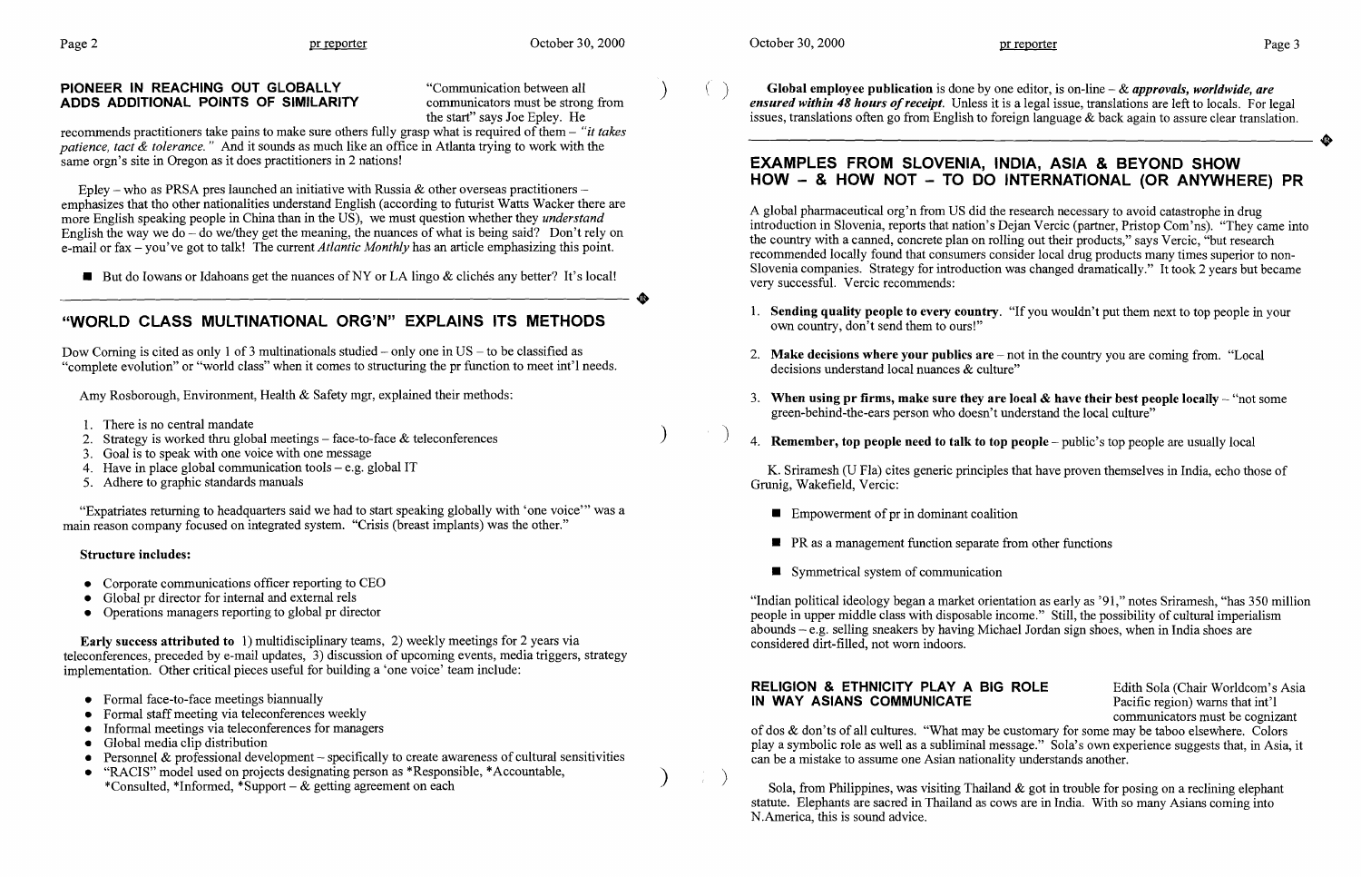## PIONEER IN REACHING OUT GLOBALLY ADDS ADDITIONAL POINTS OF SIMILARITY

"Communication between all communicators must be strong from the start" says Joe Epley. He recommends practitioners take pains to make sure others fully grasp what is required of them – *"it takes patience, tact & tolerance."* And it sounds as much like an office in Atlanta trying to work with the same orgn's site in Oregon as it does practitioners in 2 nations!

Epley – who as PRSA pres launched an initiative with Russia & other overseas practitioners – emphasizes that tho other nationalities understand English (according to futurist Watts Wacker there are more English speaking people in China than in the US), we must question whether they *understand* English the way we do – do we/they get the meaning, the nuances of what is being said? Don't rely on e-mail or fax – you've got to talk! The current *Atlantic Monthly* has an article emphasizing this point.

- But do Iowans or Idahoans get the nuances of NY or LA lingo & clichés any better? It's local!

## "WORLD CLASS MULTINATIONAL ORG'N" EXPLAINS ITS METHODS

Dow Corning is cited as only 1 of 3 multinationals studied – only one in US – to be classified as "complete evolution" or "world class" when it comes to structuring the pr function to meet int'l needs.

Amy Rosborough, Environment, Health & Safety mgr, explained their methods:

1. There is no central mandate
2. Strategy is worked thru global meetings – face-to-face & teleconferences
3. Goal is to speak with one voice with one message
4. Have in place global communication tools – e.g. global IT
5. Adhere to graphic standards manuals

"Expatriates returning to headquarters said we had to start speaking globally with 'one voice'" was a main reason company focused on integrated system. "Crisis (breast implants) was the other."

**Structure includes:**

- Corporate communications officer reporting to CEO
- Global pr director for internal and external rels
- Operations managers reporting to global pr director

**Early success attributed to** 1) multidisciplinary teams, 2) weekly meetings for 2 years via teleconferences, preceded by e-mail updates, 3) discussion of upcoming events, media triggers, strategy implementation. Other critical pieces useful for building a 'one voice' team include:

- Formal face-to-face meetings biannually
- Formal staff meeting via teleconferences weekly
- Informal meetings via teleconferences for managers
- Global media clip distribution
- Personnel & professional development – specifically to create awareness of cultural sensitivities
- "RACIS" model used on projects designating person as *Responsible, *Accountable, *Consulted, *Informed, *Support – & getting agreement on each

**Global employee publication** is done by one editor, is on-line – & ***approvals, worldwide, are ensured within 48 hours of receipt.*** Unless it is a legal issue, translations are left to locals. For legal issues, translations often go from English to foreign language & back again to assure clear translation.

## EXAMPLES FROM SLOVENIA, INDIA, ASIA & BEYOND SHOW HOW – & HOW NOT – TO DO INTERNATIONAL (OR ANYWHERE) PR

A global pharmaceutical org'n from US did the research necessary to avoid catastrophe in drug introduction in Slovenia, reports that nation's Dejan Vercic (partner, Pristop Com'ns). "They came into the country with a canned, concrete plan on rolling out their products," says Vercic, "but research recommended locally found that consumers consider local drug products many times superior to non-Slovenia companies. Strategy for introduction was changed dramatically." It took 2 years but became very successful. Vercic recommends:

1. **Sending quality people to every country**. "If you wouldn't put them next to top people in your own country, don't send them to ours!"
2. **Make decisions where your publics are** – not in the country you are coming from. "Local decisions understand local nuances & culture"
3. **When using pr firms, make sure they are local & have their best people locally** – "not some green-behind-the-ears person who doesn't understand the local culture"
4. **Remember, top people need to talk to top people** – public's top people are usually local

K. Sriramesh (U Fla) cites generic principles that have proven themselves in India, echo those of Grunig, Wakefield, Vercic:

- Empowerment of pr in dominant coalition
- PR as a management function separate from other functions
- Symmetrical system of communication

"Indian political ideology began a market orientation as early as '91," notes Sriramesh, "has 350 million people in upper middle class with disposable income." Still, the possibility of cultural imperialism abounds – e.g. selling sneakers by having Michael Jordan sign shoes, when in India shoes are considered dirt-filled, not worn indoors.

### RELIGION & ETHNICITY PLAY A BIG ROLE IN WAY ASIANS COMMUNICATE

Edith Sola (Chair Worldcom's Asia Pacific region) warns that int'l communicators must be cognizant of dos & don'ts of all cultures. "What may be customary for some may be taboo elsewhere. Colors play a symbolic role as well as a subliminal message." Sola's own experience suggests that, in Asia, it can be a mistake to assume one Asian nationality understands another.

Sola, from Philippines, was visiting Thailand & got in trouble for posing on a reclining elephant statute. Elephants are sacred in Thailand as cows are in India. With so many Asians coming into N.America, this is sound advice.